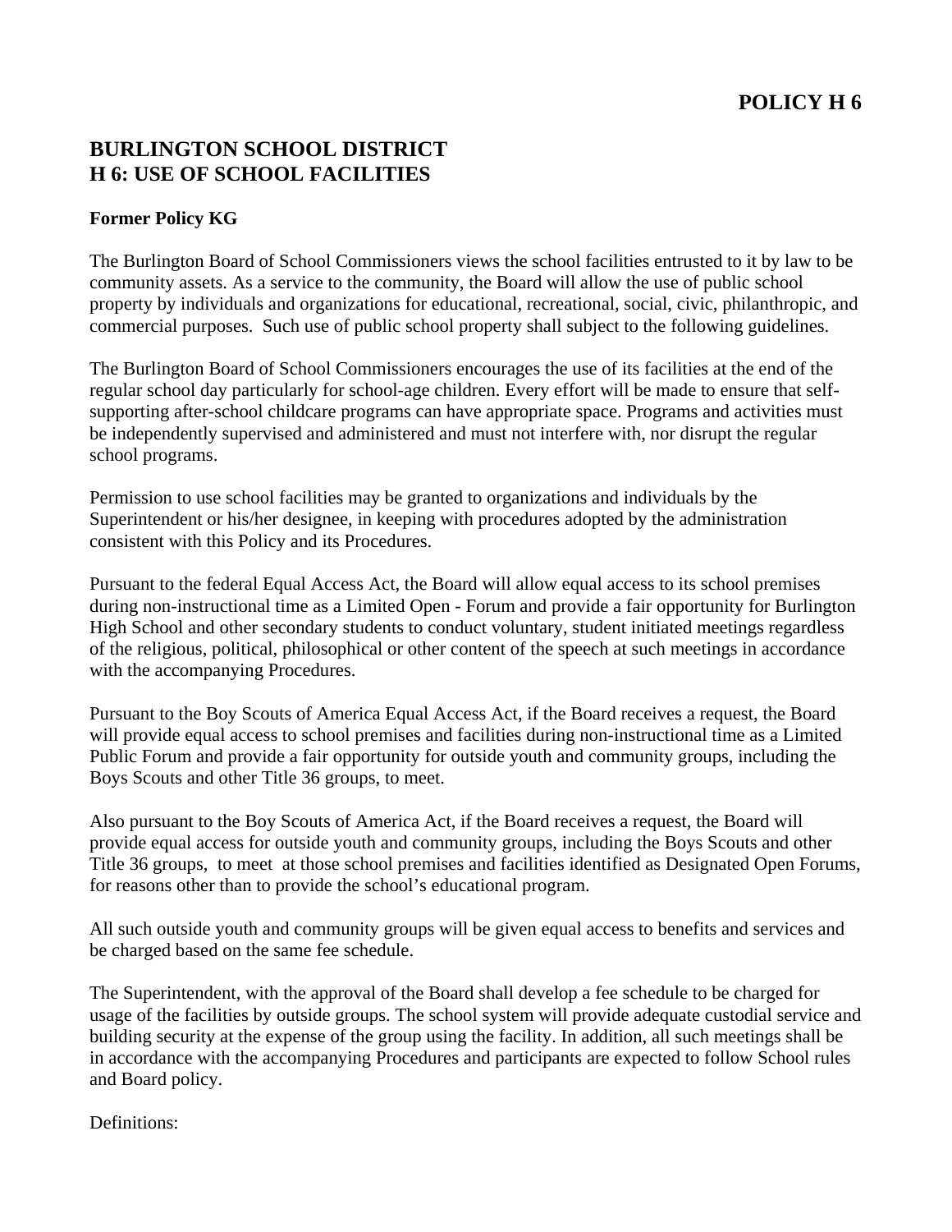**POLICY H 6**

# BURLINGTON SCHOOL DISTRICT
# H 6: USE OF SCHOOL FACILITIES

**Former Policy KG**

The Burlington Board of School Commissioners views the school facilities entrusted to it by law to be community assets. As a service to the community, the Board will allow the use of public school property by individuals and organizations for educational, recreational, social, civic, philanthropic, and commercial purposes. Such use of public school property shall subject to the following guidelines.

The Burlington Board of School Commissioners encourages the use of its facilities at the end of the regular school day particularly for school-age children. Every effort will be made to ensure that self-supporting after-school childcare programs can have appropriate space. Programs and activities must be independently supervised and administered and must not interfere with, nor disrupt the regular school programs.

Permission to use school facilities may be granted to organizations and individuals by the Superintendent or his/her designee, in keeping with procedures adopted by the administration consistent with this Policy and its Procedures.

Pursuant to the federal Equal Access Act, the Board will allow equal access to its school premises during non-instructional time as a Limited Open - Forum and provide a fair opportunity for Burlington High School and other secondary students to conduct voluntary, student initiated meetings regardless of the religious, political, philosophical or other content of the speech at such meetings in accordance with the accompanying Procedures.

Pursuant to the Boy Scouts of America Equal Access Act, if the Board receives a request, the Board will provide equal access to school premises and facilities during non-instructional time as a Limited Public Forum and provide a fair opportunity for outside youth and community groups, including the Boys Scouts and other Title 36 groups, to meet.

Also pursuant to the Boy Scouts of America Act, if the Board receives a request, the Board will provide equal access for outside youth and community groups, including the Boys Scouts and other Title 36 groups, to meet at those school premises and facilities identified as Designated Open Forums, for reasons other than to provide the school's educational program.

All such outside youth and community groups will be given equal access to benefits and services and be charged based on the same fee schedule.

The Superintendent, with the approval of the Board shall develop a fee schedule to be charged for usage of the facilities by outside groups. The school system will provide adequate custodial service and building security at the expense of the group using the facility. In addition, all such meetings shall be in accordance with the accompanying Procedures and participants are expected to follow School rules and Board policy.

Definitions: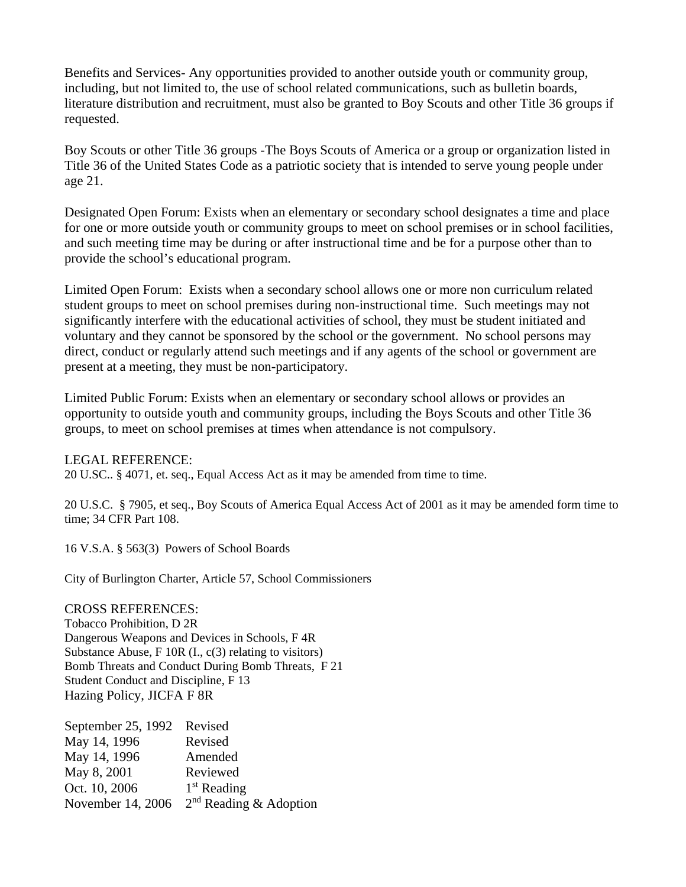Benefits and Services- Any opportunities provided to another outside youth or community group, including, but not limited to, the use of school related communications, such as bulletin boards, literature distribution and recruitment, must also be granted to Boy Scouts and other Title 36 groups if requested.

Boy Scouts or other Title 36 groups -The Boys Scouts of America or a group or organization listed in Title 36 of the United States Code as a patriotic society that is intended to serve young people under age 21.

Designated Open Forum: Exists when an elementary or secondary school designates a time and place for one or more outside youth or community groups to meet on school premises or in school facilities, and such meeting time may be during or after instructional time and be for a purpose other than to provide the school's educational program.

Limited Open Forum: Exists when a secondary school allows one or more non curriculum related student groups to meet on school premises during non-instructional time. Such meetings may not significantly interfere with the educational activities of school, they must be student initiated and voluntary and they cannot be sponsored by the school or the government. No school persons may direct, conduct or regularly attend such meetings and if any agents of the school or government are present at a meeting, they must be non-participatory.

Limited Public Forum: Exists when an elementary or secondary school allows or provides an opportunity to outside youth and community groups, including the Boys Scouts and other Title 36 groups, to meet on school premises at times when attendance is not compulsory.

LEGAL REFERENCE:

20 U.SC.. § 4071, et. seq., Equal Access Act as it may be amended from time to time.

20 U.S.C. § 7905, et seq., Boy Scouts of America Equal Access Act of 2001 as it may be amended form time to time; 34 CFR Part 108.

16 V.S.A. § 563(3) Powers of School Boards

City of Burlington Charter, Article 57, School Commissioners

CROSS REFERENCES:

Tobacco Prohibition, D 2R
Dangerous Weapons and Devices in Schools, F 4R
Substance Abuse, F 10R (I., c(3) relating to visitors)
Bomb Threats and Conduct During Bomb Threats, F 21
Student Conduct and Discipline, F 13
Hazing Policy, JICFA F 8R

| | |
|---|---|
| September 25, 1992 | Revised |
| May 14, 1996 | Revised |
| May 14, 1996 | Amended |
| May 8, 2001 | Reviewed |
| Oct. 10, 2006 | 1st Reading |
| November 14, 2006 | 2nd Reading & Adoption |